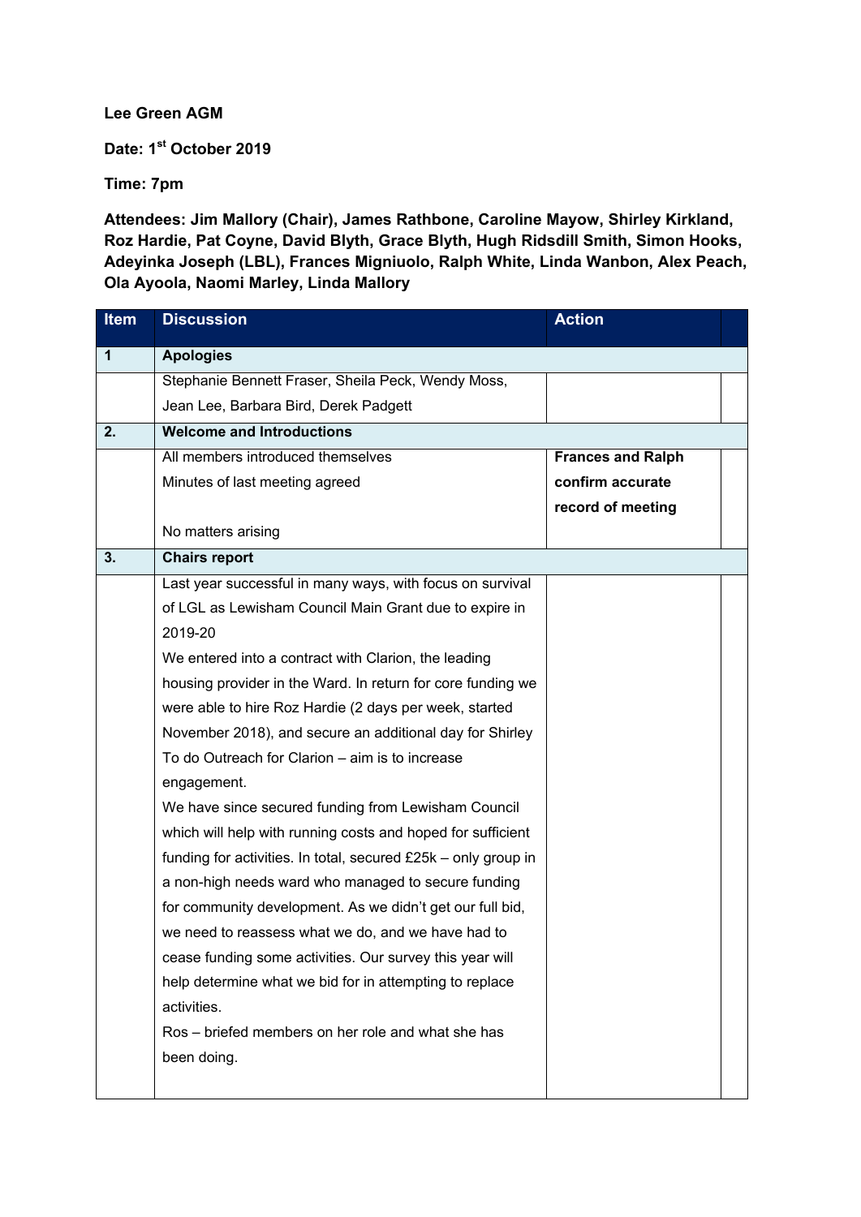**Lee Green AGM**

**Date: 1st October 2019**

**Time: 7pm**

**Attendees: Jim Mallory (Chair), James Rathbone, Caroline Mayow, Shirley Kirkland, Roz Hardie, Pat Coyne, David Blyth, Grace Blyth, Hugh Ridsdill Smith, Simon Hooks, Adeyinka Joseph (LBL), Frances Migniuolo, Ralph White, Linda Wanbon, Alex Peach, Ola Ayoola, Naomi Marley, Linda Mallory**

| Item | Discussion | Action | |
|---|---|---|---|
| **1** | **Apologies** | | |
| | Stephanie Bennett Fraser, Sheila Peck, Wendy Moss, Jean Lee, Barbara Bird, Derek Padgett | | |
| **2.** | **Welcome and Introductions** | | |
| | All members introduced themselves<br>Minutes of last meeting agreed<br><br>No matters arising | **Frances and Ralph confirm accurate record of meeting** | |
| **3.** | **Chairs report** | | |
| | Last year successful in many ways, with focus on survival of LGL as Lewisham Council Main Grant due to expire in 2019-20<br>We entered into a contract with Clarion, the leading housing provider in the Ward. In return for core funding we were able to hire Roz Hardie (2 days per week, started November 2018), and secure an additional day for Shirley To do Outreach for Clarion – aim is to increase engagement.<br>We have since secured funding from Lewisham Council which will help with running costs and hoped for sufficient funding for activities. In total, secured £25k – only group in a non-high needs ward who managed to secure funding for community development. As we didn't get our full bid, we need to reassess what we do, and we have had to cease funding some activities. Our survey this year will help determine what we bid for in attempting to replace activities.<br>Ros – briefed members on her role and what she has been doing. | | |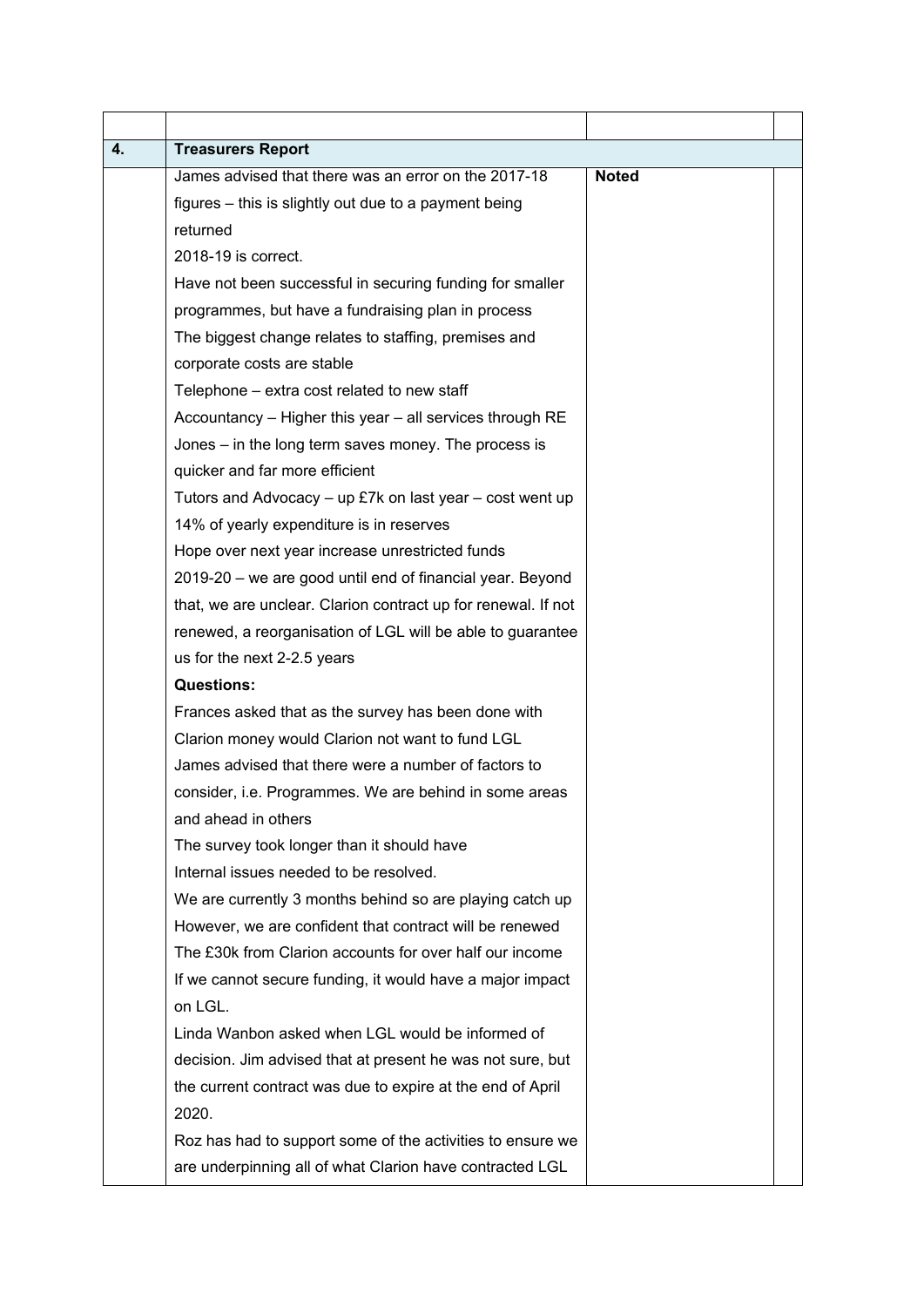| | | | |
|---|---|---|---|
| **4.** | **Treasurers Report** | | |
| | James advised that there was an error on the 2017-18 figures – this is slightly out due to a payment being returned<br>2018-19 is correct.<br>Have not been successful in securing funding for smaller programmes, but have a fundraising plan in process<br>The biggest change relates to staffing, premises and corporate costs are stable<br>Telephone – extra cost related to new staff<br>Accountancy – Higher this year – all services through RE Jones – in the long term saves money. The process is quicker and far more efficient<br>Tutors and Advocacy – up £7k on last year – cost went up<br>14% of yearly expenditure is in reserves<br>Hope over next year increase unrestricted funds<br>2019-20 – we are good until end of financial year. Beyond that, we are unclear. Clarion contract up for renewal. If not renewed, a reorganisation of LGL will be able to guarantee us for the next 2-2.5 years<br>**Questions:**<br>Frances asked that as the survey has been done with Clarion money would Clarion not want to fund LGL<br>James advised that there were a number of factors to consider, i.e. Programmes. We are behind in some areas and ahead in others<br>The survey took longer than it should have<br>Internal issues needed to be resolved.<br>We are currently 3 months behind so are playing catch up<br>However, we are confident that contract will be renewed<br>The £30k from Clarion accounts for over half our income<br>If we cannot secure funding, it would have a major impact on LGL.<br>Linda Wanbon asked when LGL would be informed of decision. Jim advised that at present he was not sure, but the current contract was due to expire at the end of April 2020.<br>Roz has had to support some of the activities to ensure we are underpinning all of what Clarion have contracted LGL | **Noted** | |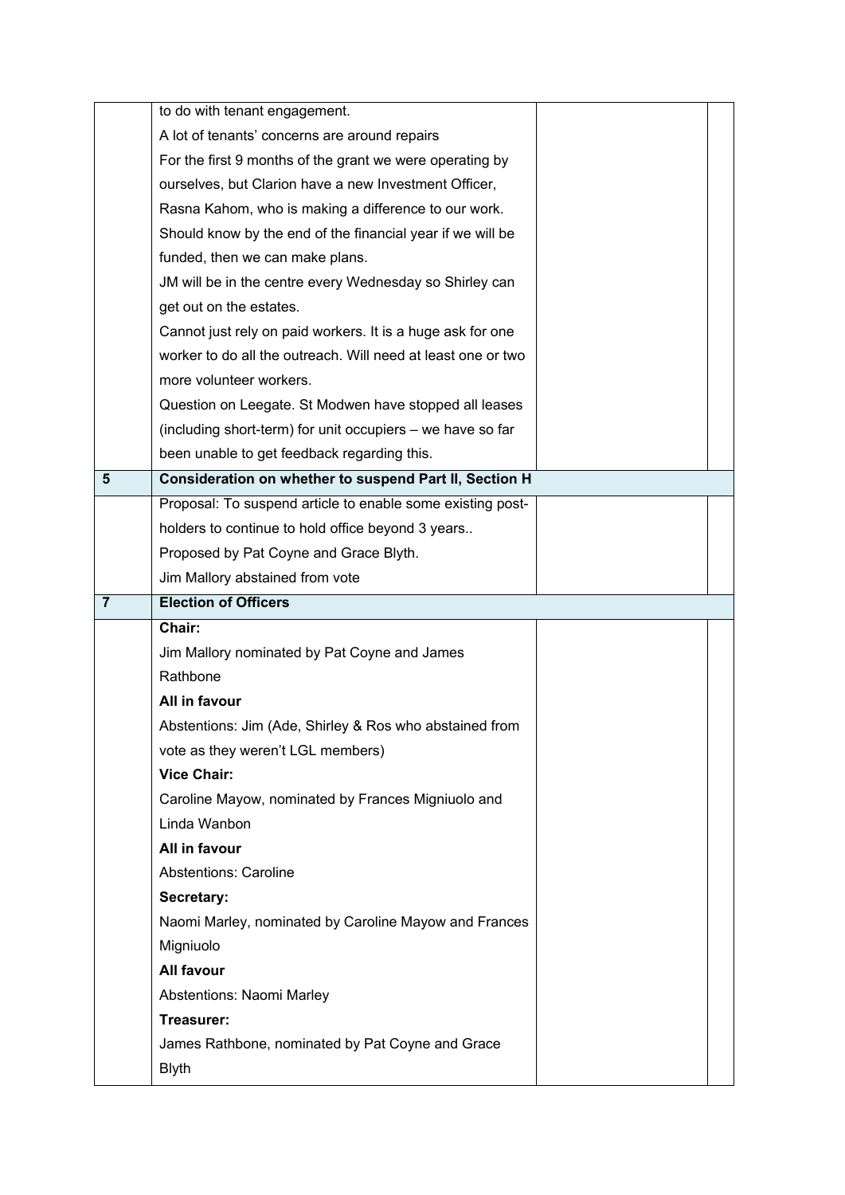| | | | |
|---|---|---|---|
| | to do with tenant engagement.<br>A lot of tenants' concerns are around repairs<br>For the first 9 months of the grant we were operating by ourselves, but Clarion have a new Investment Officer, Rasna Kahom, who is making a difference to our work.<br>Should know by the end of the financial year if we will be funded, then we can make plans.<br>JM will be in the centre every Wednesday so Shirley can get out on the estates.<br>Cannot just rely on paid workers. It is a huge ask for one worker to do all the outreach. Will need at least one or two more volunteer workers.<br>Question on Leegate. St Modwen have stopped all leases (including short-term) for unit occupiers – we have so far been unable to get feedback regarding this. | | |
| **5** | **Consideration on whether to suspend Part II, Section H** | | |
| | Proposal: To suspend article to enable some existing post-holders to continue to hold office beyond 3 years..<br>Proposed by Pat Coyne and Grace Blyth.<br>Jim Mallory abstained from vote | | |
| **7** | **Election of Officers** | | |
| | **Chair:**<br>Jim Mallory nominated by Pat Coyne and James Rathbone<br>**All in favour**<br>Abstentions: Jim (Ade, Shirley & Ros who abstained from vote as they weren't LGL members)<br>**Vice Chair:**<br>Caroline Mayow, nominated by Frances Migniuolo and Linda Wanbon<br>**All in favour**<br>Abstentions: Caroline<br>**Secretary:**<br>Naomi Marley, nominated by Caroline Mayow and Frances Migniuolo<br>**All favour**<br>Abstentions: Naomi Marley<br>**Treasurer:**<br>James Rathbone, nominated by Pat Coyne and Grace Blyth | | |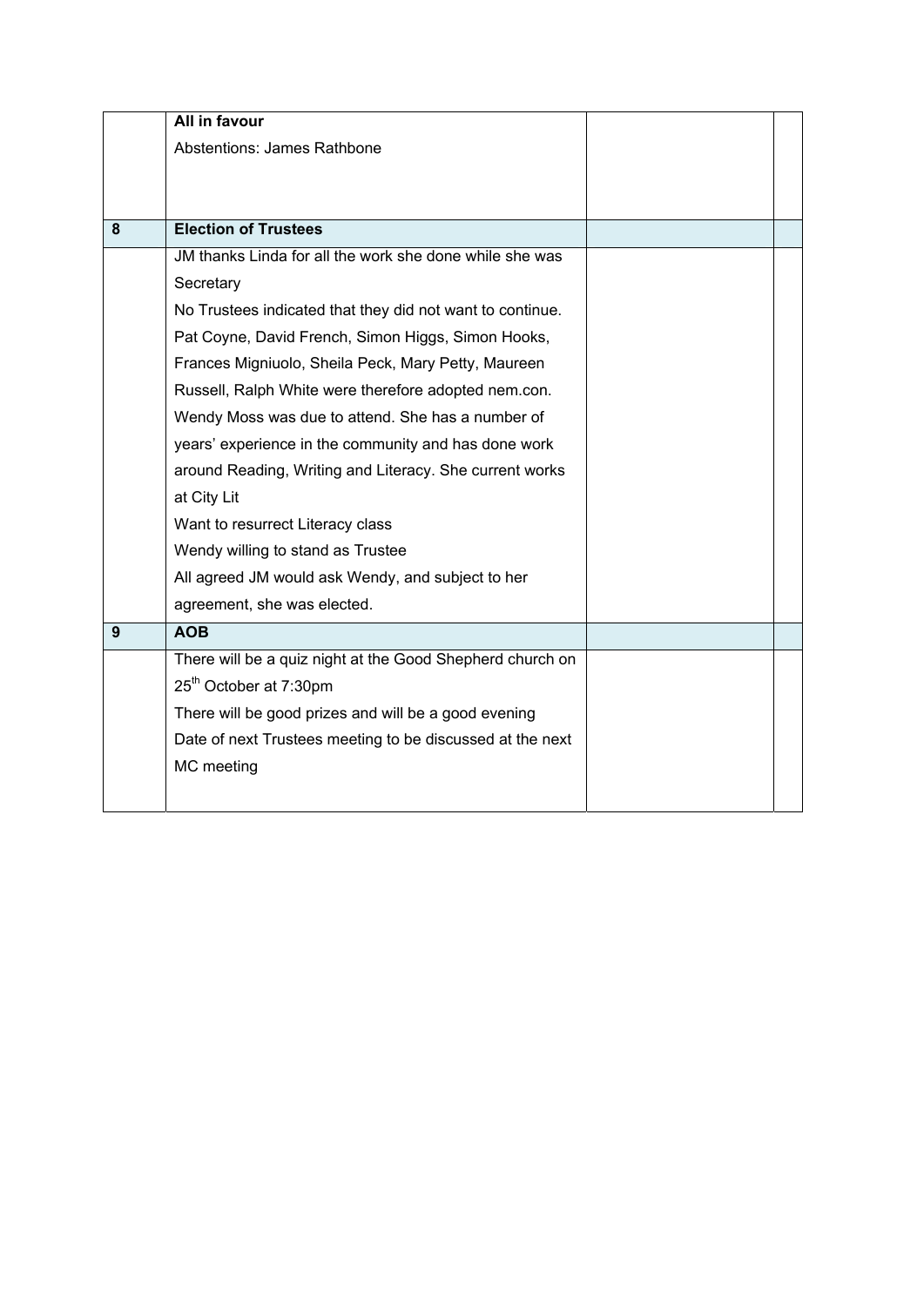| | | | |
|---|---|---|---|
| | **All in favour**<br>Abstentions: James Rathbone | | |
| **8** | **Election of Trustees** | | |
| | JM thanks Linda for all the work she done while she was Secretary<br>No Trustees indicated that they did not want to continue. Pat Coyne, David French, Simon Higgs, Simon Hooks, Frances Migniuolo, Sheila Peck, Mary Petty, Maureen Russell, Ralph White were therefore adopted nem.con.<br>Wendy Moss was due to attend. She has a number of years' experience in the community and has done work around Reading, Writing and Literacy. She current works at City Lit<br>Want to resurrect Literacy class<br>Wendy willing to stand as Trustee<br>All agreed JM would ask Wendy, and subject to her agreement, she was elected. | | |
| **9** | **AOB** | | |
| | There will be a quiz night at the Good Shepherd church on 25th October at 7:30pm<br>There will be good prizes and will be a good evening<br>Date of next Trustees meeting to be discussed at the next MC meeting | | |